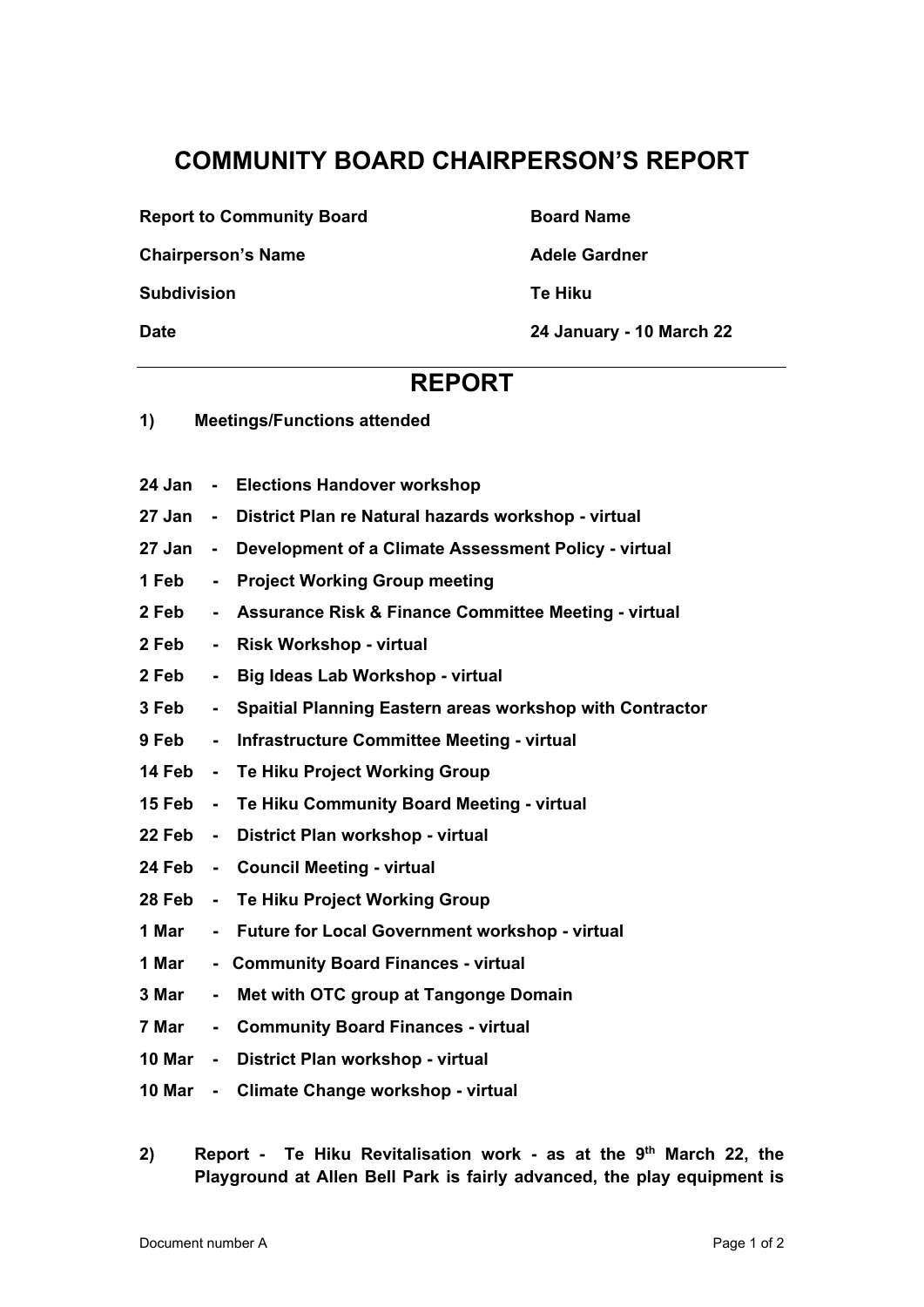# COMMUNITY BOARD CHAIRPERSON'S REPORT

| | |
|---|---|
| **Report to Community Board** | **Board Name** |
| **Chairperson's Name** | **Adele Gardner** |
| **Subdivision** | **Te Hiku** |
| **Date** | **24 January - 10 March 22** |

## REPORT

**1) Meetings/Functions attended**

- **24 Jan - Elections Handover workshop**
- **27 Jan - District Plan re Natural hazards workshop - virtual**
- **27 Jan - Development of a Climate Assessment Policy - virtual**
- **1 Feb - Project Working Group meeting**
- **2 Feb - Assurance Risk & Finance Committee Meeting - virtual**
- **2 Feb - Risk Workshop - virtual**
- **2 Feb - Big Ideas Lab Workshop - virtual**
- **3 Feb - Spaitial Planning Eastern areas workshop with Contractor**
- **9 Feb - Infrastructure Committee Meeting - virtual**
- **14 Feb - Te Hiku Project Working Group**
- **15 Feb - Te Hiku Community Board Meeting - virtual**
- **22 Feb - District Plan workshop - virtual**
- **24 Feb - Council Meeting - virtual**
- **28 Feb - Te Hiku Project Working Group**
- **1 Mar - Future for Local Government workshop - virtual**
- **1 Mar - Community Board Finances - virtual**
- **3 Mar - Met with OTC group at Tangonge Domain**
- **7 Mar - Community Board Finances - virtual**
- **10 Mar - District Plan workshop - virtual**
- **10 Mar - Climate Change workshop - virtual**

**2) Report - Te Hiku Revitalisation work - as at the 9th March 22, the Playground at Allen Bell Park is fairly advanced, the play equipment is**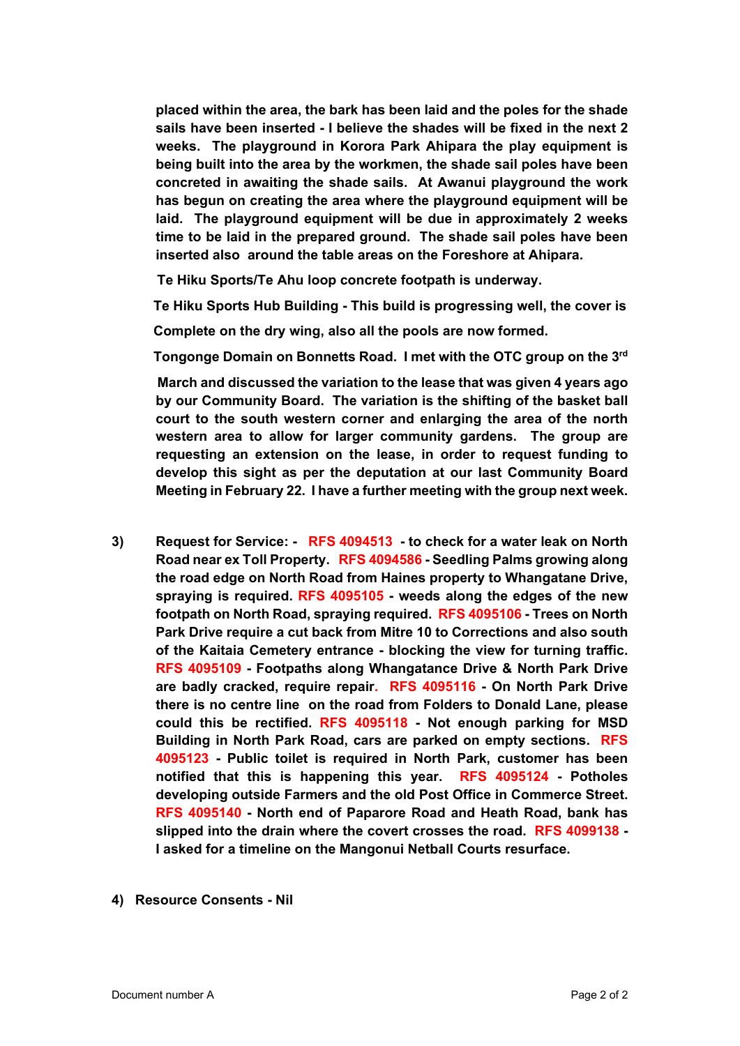**placed within the area, the bark has been laid and the poles for the shade sails have been inserted - I believe the shades will be fixed in the next 2 weeks. The playground in Korora Park Ahipara the play equipment is being built into the area by the workmen, the shade sail poles have been concreted in awaiting the shade sails. At Awanui playground the work has begun on creating the area where the playground equipment will be laid. The playground equipment will be due in approximately 2 weeks time to be laid in the prepared ground. The shade sail poles have been inserted also around the table areas on the Foreshore at Ahipara.**

**Te Hiku Sports/Te Ahu loop concrete footpath is underway.**

**Te Hiku Sports Hub Building - This build is progressing well, the cover is Complete on the dry wing, also all the pools are now formed.**

**Tongonge Domain on Bonnetts Road. I met with the OTC group on the 3rd March and discussed the variation to the lease that was given 4 years ago by our Community Board. The variation is the shifting of the basket ball court to the south western corner and enlarging the area of the north western area to allow for larger community gardens. The group are requesting an extension on the lease, in order to request funding to develop this sight as per the deputation at our last Community Board Meeting in February 22. I have a further meeting with the group next week.**

**3) Request for Service: - RFS 4094513 - to check for a water leak on North Road near ex Toll Property. RFS 4094586 - Seedling Palms growing along the road edge on North Road from Haines property to Whangatane Drive, spraying is required. RFS 4095105 - weeds along the edges of the new footpath on North Road, spraying required. RFS 4095106 - Trees on North Park Drive require a cut back from Mitre 10 to Corrections and also south of the Kaitaia Cemetery entrance - blocking the view for turning traffic. RFS 4095109 - Footpaths along Whangatance Drive & North Park Drive are badly cracked, require repair. RFS 4095116 - On North Park Drive there is no centre line on the road from Folders to Donald Lane, please could this be rectified. RFS 4095118 - Not enough parking for MSD Building in North Park Road, cars are parked on empty sections. RFS 4095123 - Public toilet is required in North Park, customer has been notified that this is happening this year. RFS 4095124 - Potholes developing outside Farmers and the old Post Office in Commerce Street. RFS 4095140 - North end of Paparore Road and Heath Road, bank has slipped into the drain where the covert crosses the road. RFS 4099138 - I asked for a timeline on the Mangonui Netball Courts resurface.**

**4) Resource Consents - Nil**

Document number A